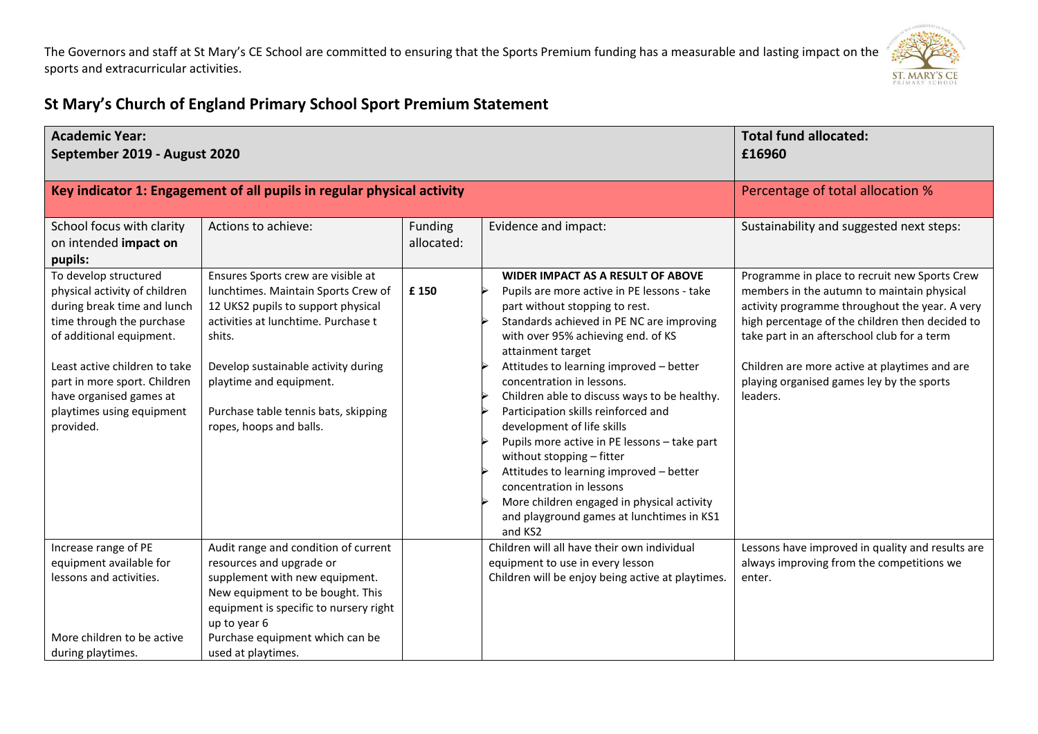The Governors and staff at St Mary's CE School are committed to ensuring that the Sports Premium funding has a measurable and lasting impact on the sports and extracurricular activities.

## St Mary's Church of England Primary School Sport Premium Statement

| **Academic Year: September 2019 - August 2020** | | | | **Total fund allocated: £16960** |
|---|---|---|---|---|
| **Key indicator 1: Engagement of all pupils in regular physical activity** | | | | Percentage of total allocation % |
| School focus with clarity on intended **impact on pupils:** | Actions to achieve: | Funding allocated: | Evidence and impact: | Sustainability and suggested next steps: |
| To develop structured physical activity of children during break time and lunch time through the purchase of additional equipment.<br><br>Least active children to take part in more sport. Children have organised games at playtimes using equipment provided. | Ensures Sports crew are visible at lunchtimes. Maintain Sports Crew of 12 UKS2 pupils to support physical activities at lunchtime. Purchase t shits.<br><br>Develop sustainable activity during playtime and equipment.<br><br>Purchase table tennis bats, skipping ropes, hoops and balls. | £ 150 | **WIDER IMPACT AS A RESULT OF ABOVE**<br>➢ Pupils are more active in PE lessons - take part without stopping to rest.<br>➢ Standards achieved in PE NC are improving with over 95% achieving end. of KS attainment target<br>➢ Attitudes to learning improved – better concentration in lessons.<br>➢ Children able to discuss ways to be healthy.<br>➢ Participation skills reinforced and development of life skills<br>➢ Pupils more active in PE lessons – take part without stopping – fitter<br>➢ Attitudes to learning improved – better concentration in lessons<br>➢ More children engaged in physical activity and playground games at lunchtimes in KS1 and KS2 | Programme in place to recruit new Sports Crew members in the autumn to maintain physical activity programme throughout the year. A very high percentage of the children then decided to take part in an afterschool club for a term<br><br>Children are more active at playtimes and are playing organised games ley by the sports leaders. |
| Increase range of PE equipment available for lessons and activities.<br><br><br>More children to be active during playtimes. | Audit range and condition of current resources and upgrade or supplement with new equipment. New equipment to be bought. This equipment is specific to nursery right up to year 6<br>Purchase equipment which can be used at playtimes. | | Children will all have their own individual equipment to use in every lesson<br>Children will be enjoy being active at playtimes. | Lessons have improved in quality and results are always improving from the competitions we enter. |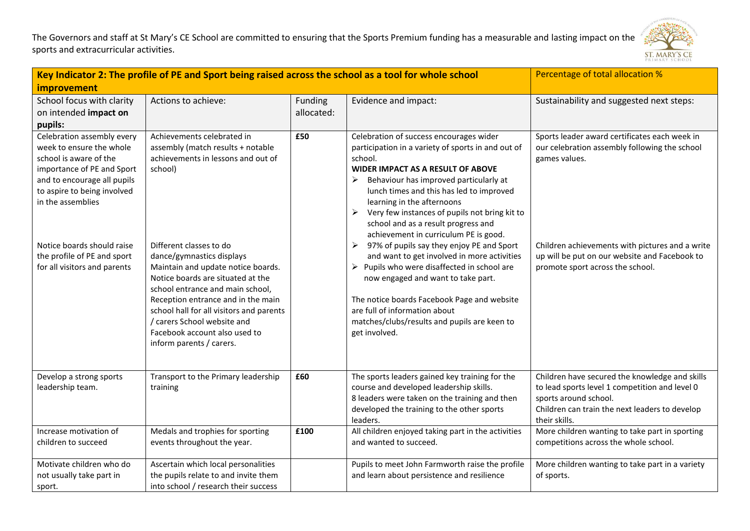The Governors and staff at St Mary's CE School are committed to ensuring that the Sports Premium funding has a measurable and lasting impact on the sports and extracurricular activities.

| Key Indicator 2: The profile of PE and Sport being raised across the school as a tool for whole school improvement | | | | Percentage of total allocation % |
|---|---|---|---|---|
| School focus with clarity on intended **impact on pupils:** | Actions to achieve: | Funding allocated: | Evidence and impact: | Sustainability and suggested next steps: |
| Celebration assembly every week to ensure the whole school is aware of the importance of PE and Sport and to encourage all pupils to aspire to being involved in the assemblies<br><br>Notice boards should raise the profile of PE and sport for all visitors and parents | Achievements celebrated in assembly (match results + notable achievements in lessons and out of school)<br><br>Different classes to do dance/gymnastics displays Maintain and update notice boards. Notice boards are situated at the school entrance and main school, Reception entrance and in the main school hall for all visitors and parents / carers School website and Facebook account also used to inform parents / carers. | **£50** | Celebration of success encourages wider participation in a variety of sports in and out of school.<br>**WIDER IMPACT AS A RESULT OF ABOVE**<br>➢ Behaviour has improved particularly at lunch times and this has led to improved learning in the afternoons<br>➢ Very few instances of pupils not bring kit to school and as a result progress and achievement in curriculum PE is good.<br>➢ 97% of pupils say they enjoy PE and Sport and want to get involved in more activities<br>➢ Pupils who were disaffected in school are now engaged and want to take part.<br><br>The notice boards Facebook Page and website are full of information about matches/clubs/results and pupils are keen to get involved. | Sports leader award certificates each week in our celebration assembly following the school games values.<br><br>Children achievements with pictures and a write up will be put on our website and Facebook to promote sport across the school. |
| Develop a strong sports leadership team. | Transport to the Primary leadership training | **£60** | The sports leaders gained key training for the course and developed leadership skills.<br>8 leaders were taken on the training and then developed the training to the other sports leaders. | Children have secured the knowledge and skills to lead sports level 1 competition and level 0 sports around school.<br>Children can train the next leaders to develop their skills. |
| Increase motivation of children to succeed | Medals and trophies for sporting events throughout the year. | **£100** | All children enjoyed taking part in the activities and wanted to succeed. | More children wanting to take part in sporting competitions across the whole school. |
| Motivate children who do not usually take part in sport. | Ascertain which local personalities the pupils relate to and invite them into school / research their success | | Pupils to meet John Farmworth raise the profile and learn about persistence and resilience | More children wanting to take part in a variety of sports. |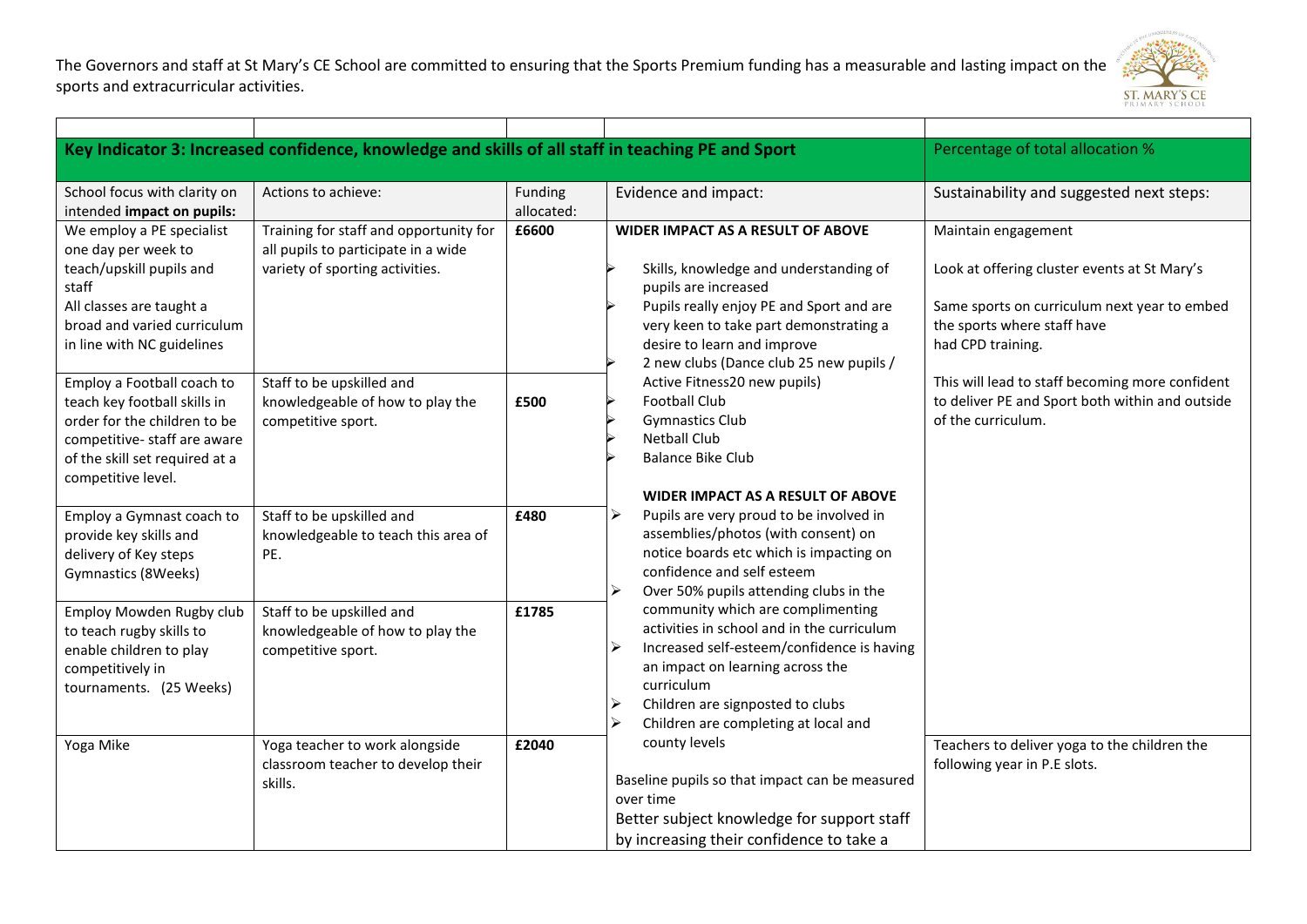The Governors and staff at St Mary's CE School are committed to ensuring that the Sports Premium funding has a measurable and lasting impact on the sports and extracurricular activities.

| | | | | |
|---|---|---|---|---|
| **Key Indicator 3: Increased confidence, knowledge and skills of all staff in teaching PE and Sport** | | | | Percentage of total allocation % |
| School focus with clarity on intended **impact on pupils:** | Actions to achieve: | Funding allocated: | Evidence and impact: | Sustainability and suggested next steps: |
| We employ a PE specialist one day per week to teach/upskill pupils and staff<br>All classes are taught a broad and varied curriculum in line with NC guidelines | Training for staff and opportunity for all pupils to participate in a wide variety of sporting activities. | **£6600** | **WIDER IMPACT AS A RESULT OF ABOVE**<br>➢ Skills, knowledge and understanding of pupils are increased<br>➢ Pupils really enjoy PE and Sport and are very keen to take part demonstrating a desire to learn and improve<br>➢ 2 new clubs (Dance club 25 new pupils / Active Fitness20 new pupils)<br>➢ Football Club<br>➢ Gymnastics Club<br>➢ Netball Club<br>➢ Balance Bike Club<br>**WIDER IMPACT AS A RESULT OF ABOVE**<br>➢ Pupils are very proud to be involved in assemblies/photos (with consent) on notice boards etc which is impacting on confidence and self esteem<br>➢ Over 50% pupils attending clubs in the community which are complimenting activities in school and in the curriculum<br>➢ Increased self-esteem/confidence is having an impact on learning across the curriculum<br>➢ Children are signposted to clubs<br>➢ Children are completing at local and county levels<br>Baseline pupils so that impact can be measured over time<br>Better subject knowledge for support staff by increasing their confidence to take a | Maintain engagement<br>Look at offering cluster events at St Mary's<br>Same sports on curriculum next year to embed the sports where staff have had CPD training.<br>This will lead to staff becoming more confident to deliver PE and Sport both within and outside of the curriculum. |
| Employ a Football coach to teach key football skills in order for the children to be competitive- staff are aware of the skill set required at a competitive level. | Staff to be upskilled and knowledgeable of how to play the competitive sport. | **£500** | | |
| Employ a Gymnast coach to provide key skills and delivery of Key steps Gymnastics (8Weeks) | Staff to be upskilled and knowledgeable to teach this area of PE. | **£480** | | |
| Employ Mowden Rugby club to teach rugby skills to enable children to play competitively in tournaments. (25 Weeks) | Staff to be upskilled and knowledgeable of how to play the competitive sport. | **£1785** | | |
| Yoga Mike | Yoga teacher to work alongside classroom teacher to develop their skills. | **£2040** | | Teachers to deliver yoga to the children the following year in P.E slots. |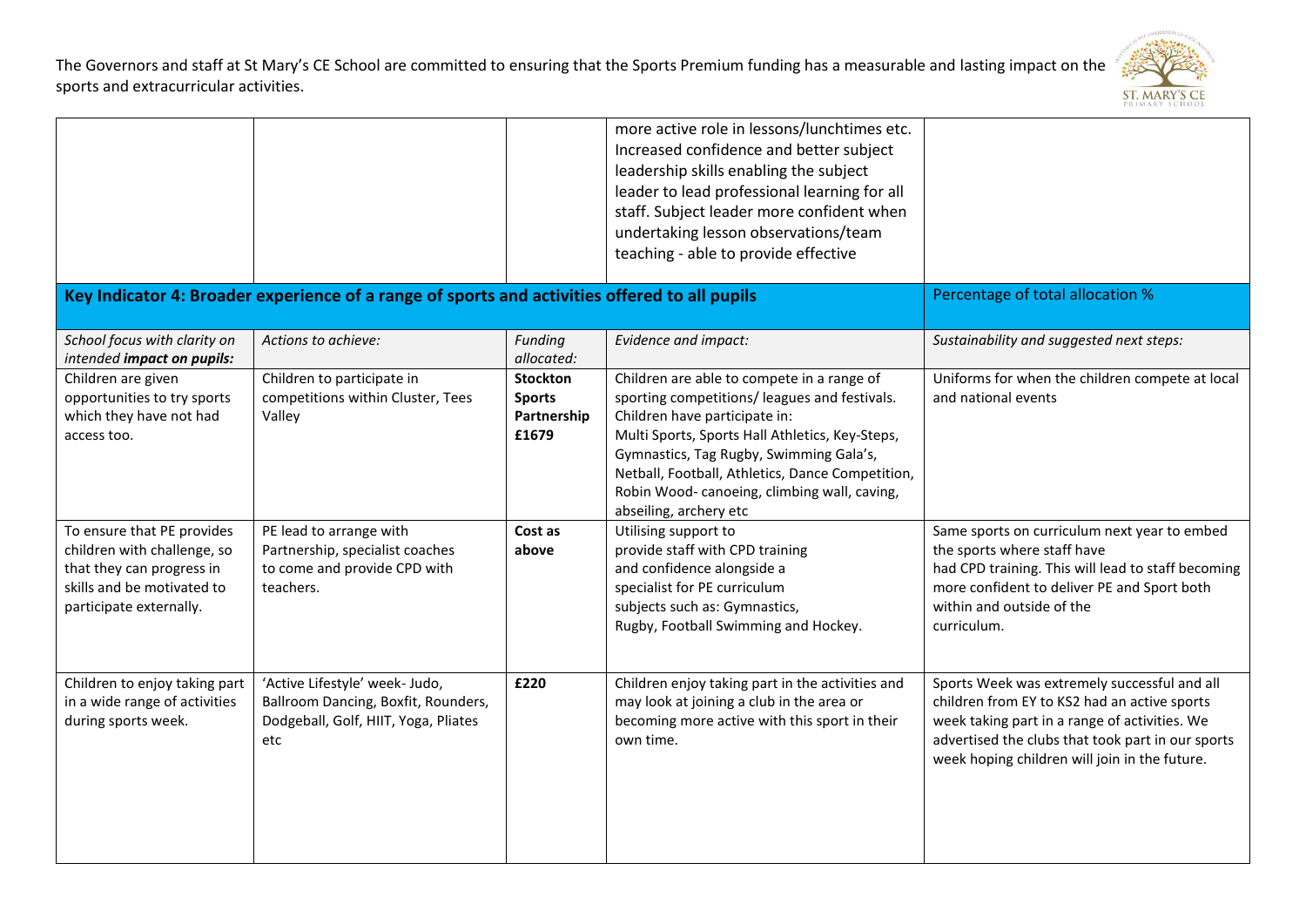The Governors and staff at St Mary's CE School are committed to ensuring that the Sports Premium funding has a measurable and lasting impact on the sports and extracurricular activities.

| | | | | |
|---|---|---|---|---|
| | | | more active role in lessons/lunchtimes etc. Increased confidence and better subject leadership skills enabling the subject leader to lead professional learning for all staff. Subject leader more confident when undertaking lesson observations/team teaching - able to provide effective | |

| **Key Indicator 4: Broader experience of a range of sports and activities offered to all pupils** | | | | Percentage of total allocation % |
|---|---|---|---|---|
| *School focus with clarity on intended **impact on pupils:*** | *Actions to achieve:* | *Funding allocated:* | *Evidence and impact:* | *Sustainability and suggested next steps:* |
| Children are given opportunities to try sports which they have not had access too. | Children to participate in competitions within Cluster, Tees Valley | **Stockton Sports Partnership £1679** | Children are able to compete in a range of sporting competitions/ leagues and festivals. Children have participate in: Multi Sports, Sports Hall Athletics, Key-Steps, Gymnastics, Tag Rugby, Swimming Gala's, Netball, Football, Athletics, Dance Competition, Robin Wood- canoeing, climbing wall, caving, abseiling, archery etc | Uniforms for when the children compete at local and national events |
| To ensure that PE provides children with challenge, so that they can progress in skills and be motivated to participate externally. | PE lead to arrange with Partnership, specialist coaches to come and provide CPD with teachers. | **Cost as above** | Utilising support to provide staff with CPD training and confidence alongside a specialist for PE curriculum subjects such as: Gymnastics, Rugby, Football Swimming and Hockey. | Same sports on curriculum next year to embed the sports where staff have had CPD training. This will lead to staff becoming more confident to deliver PE and Sport both within and outside of the curriculum. |
| Children to enjoy taking part in a wide range of activities during sports week. | 'Active Lifestyle' week- Judo, Ballroom Dancing, Boxfit, Rounders, Dodgeball, Golf, HIIT, Yoga, Pliates etc | **£220** | Children enjoy taking part in the activities and may look at joining a club in the area or becoming more active with this sport in their own time. | Sports Week was extremely successful and all children from EY to KS2 had an active sports week taking part in a range of activities. We advertised the clubs that took part in our sports week hoping children will join in the future. |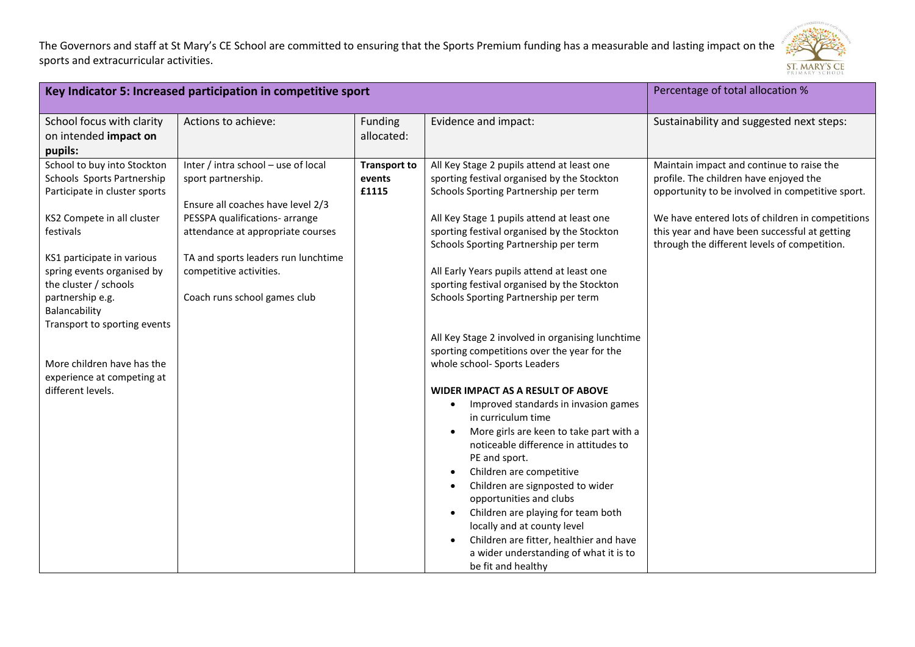The Governors and staff at St Mary's CE School are committed to ensuring that the Sports Premium funding has a measurable and lasting impact on the sports and extracurricular activities.

| Key Indicator 5: Increased participation in competitive sport | | | | Percentage of total allocation % |
|---|---|---|---|---|
| School focus with clarity on intended **impact on pupils:** | Actions to achieve: | Funding allocated: | Evidence and impact: | Sustainability and suggested next steps: |
| School to buy into Stockton Schools Sports Partnership Participate in cluster sports<br><br>KS2 Compete in all cluster festivals<br><br>KS1 participate in various spring events organised by the cluster / schools partnership e.g. Balancability<br>Transport to sporting events<br><br>More children have has the experience at competing at different levels. | Inter / intra school – use of local sport partnership.<br><br>Ensure all coaches have level 2/3 PESSPA qualifications- arrange attendance at appropriate courses<br><br>TA and sports leaders run lunchtime competitive activities.<br><br>Coach runs school games club | **Transport to events £1115** | All Key Stage 2 pupils attend at least one sporting festival organised by the Stockton Schools Sporting Partnership per term<br><br>All Key Stage 1 pupils attend at least one sporting festival organised by the Stockton Schools Sporting Partnership per term<br><br>All Early Years pupils attend at least one sporting festival organised by the Stockton Schools Sporting Partnership per term<br><br>All Key Stage 2 involved in organising lunchtime sporting competitions over the year for the whole school- Sports Leaders<br><br>**WIDER IMPACT AS A RESULT OF ABOVE**<br>• Improved standards in invasion games in curriculum time<br>• More girls are keen to take part with a noticeable difference in attitudes to PE and sport.<br>• Children are competitive<br>• Children are signposted to wider opportunities and clubs<br>• Children are playing for team both locally and at county level<br>• Children are fitter, healthier and have a wider understanding of what it is to be fit and healthy | Maintain impact and continue to raise the profile. The children have enjoyed the opportunity to be involved in competitive sport.<br><br>We have entered lots of children in competitions this year and have been successful at getting through the different levels of competition. |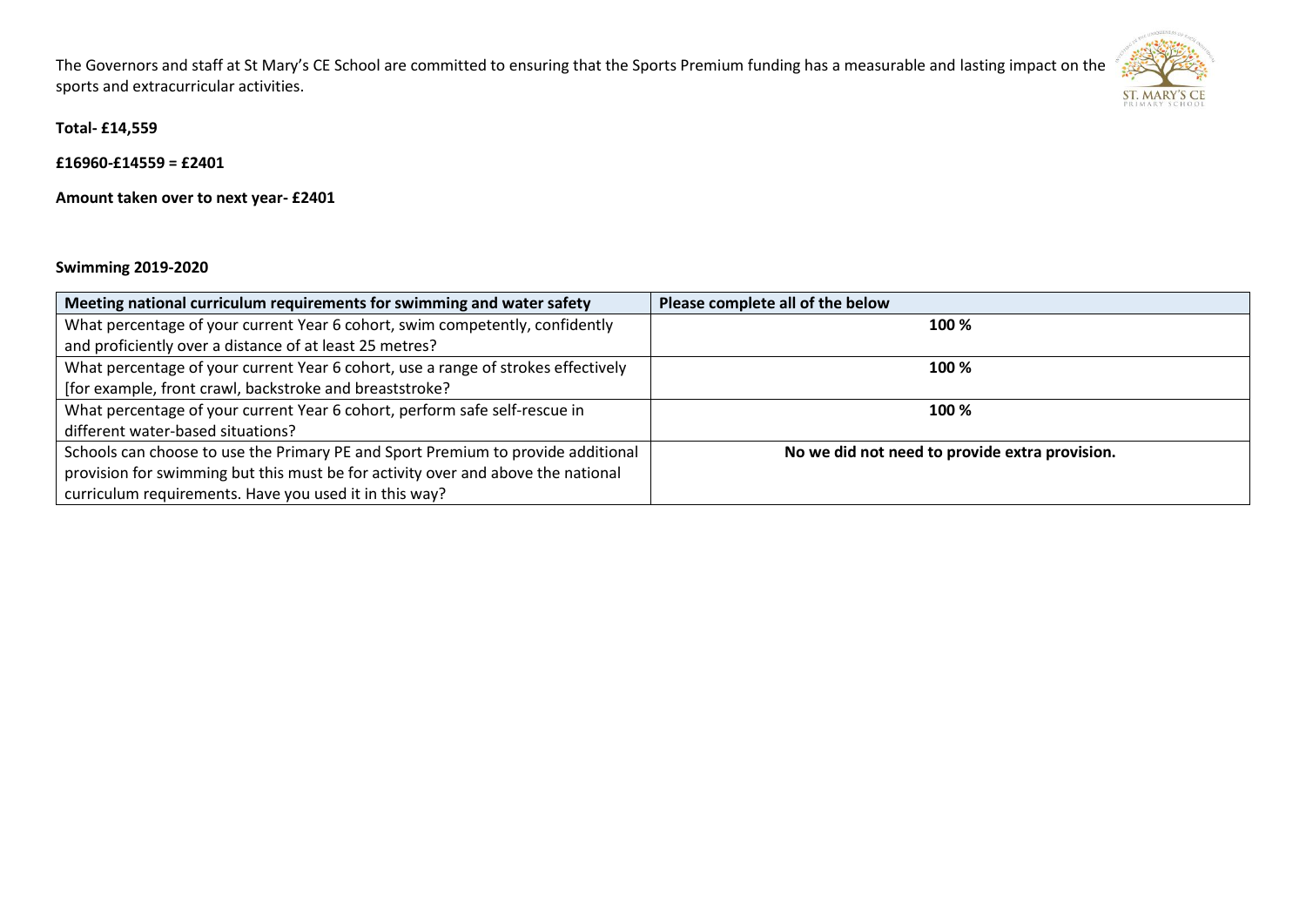The Governors and staff at St Mary's CE School are committed to ensuring that the Sports Premium funding has a measurable and lasting impact on the sports and extracurricular activities.

**Total- £14,559**

**£16960-£14559 = £2401**

**Amount taken over to next year- £2401**

**Swimming 2019-2020**

| Meeting national curriculum requirements for swimming and water safety | Please complete all of the below |
|---|---|
| What percentage of your current Year 6 cohort, swim competently, confidently and proficiently over a distance of at least 25 metres? | **100 %** |
| What percentage of your current Year 6 cohort, use a range of strokes effectively [for example, front crawl, backstroke and breaststroke? | **100 %** |
| What percentage of your current Year 6 cohort, perform safe self-rescue in different water-based situations? | **100 %** |
| Schools can choose to use the Primary PE and Sport Premium to provide additional provision for swimming but this must be for activity over and above the national curriculum requirements. Have you used it in this way? | **No we did not need to provide extra provision.** |